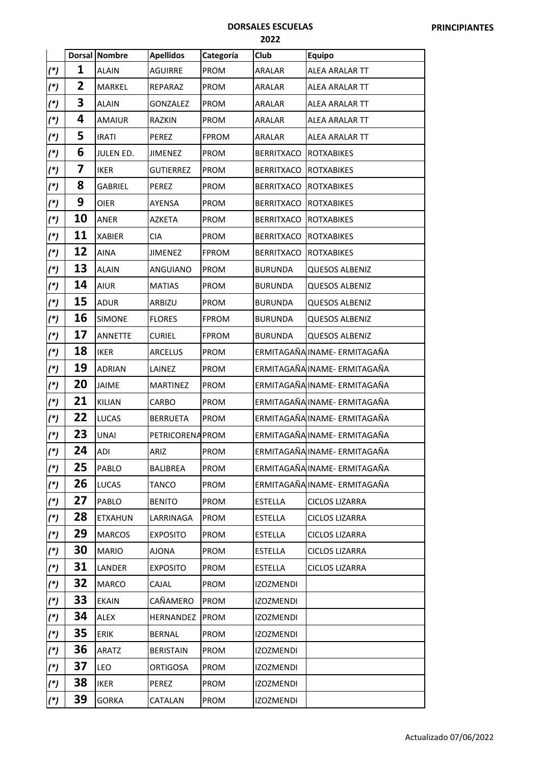# DORSALES ESCUELAS

**2022**

**PRINCIPIANTES**

| | Dorsal | Nombre | Apellidos | Categoría | Club | Equipo |
|---|---|---|---|---|---|---|
| (*) | **1** | ALAIN | AGUIRRE | PROM | ARALAR | ALEA ARALAR TT |
| (*) | **2** | MARKEL | REPARAZ | PROM | ARALAR | ALEA ARALAR TT |
| (*) | **3** | ALAIN | GONZALEZ | PROM | ARALAR | ALEA ARALAR TT |
| (*) | **4** | AMAIUR | RAZKIN | PROM | ARALAR | ALEA ARALAR TT |
| (*) | **5** | IRATI | PEREZ | FPROM | ARALAR | ALEA ARALAR TT |
| (*) | **6** | JULEN ED. | JIMENEZ | PROM | BERRITXACO | ROTXABIKES |
| (*) | **7** | IKER | GUTIERREZ | PROM | BERRITXACO | ROTXABIKES |
| (*) | **8** | GABRIEL | PEREZ | PROM | BERRITXACO | ROTXABIKES |
| (*) | **9** | OIER | AYENSA | PROM | BERRITXACO | ROTXABIKES |
| (*) | **10** | ANER | AZKETA | PROM | BERRITXACO | ROTXABIKES |
| (*) | **11** | XABIER | CIA | PROM | BERRITXACO | ROTXABIKES |
| (*) | **12** | AINA | JIMENEZ | FPROM | BERRITXACO | ROTXABIKES |
| (*) | **13** | ALAIN | ANGUIANO | PROM | BURUNDA | QUESOS ALBENIZ |
| (*) | **14** | AIUR | MATIAS | PROM | BURUNDA | QUESOS ALBENIZ |
| (*) | **15** | ADUR | ARBIZU | PROM | BURUNDA | QUESOS ALBENIZ |
| (*) | **16** | SIMONE | FLORES | FPROM | BURUNDA | QUESOS ALBENIZ |
| (*) | **17** | ANNETTE | CURIEL | FPROM | BURUNDA | QUESOS ALBENIZ |
| (*) | **18** | IKER | ARCELUS | PROM | ERMITAGAÑA | INAME- ERMITAGAÑA |
| (*) | **19** | ADRIAN | LAINEZ | PROM | ERMITAGAÑA | INAME- ERMITAGAÑA |
| (*) | **20** | JAIME | MARTINEZ | PROM | ERMITAGAÑA | INAME- ERMITAGAÑA |
| (*) | **21** | KILIAN | CARBO | PROM | ERMITAGAÑA | INAME- ERMITAGAÑA |
| (*) | **22** | LUCAS | BERRUETA | PROM | ERMITAGAÑA | INAME- ERMITAGAÑA |
| (*) | **23** | UNAI | PETRICORENA | PROM | ERMITAGAÑA | INAME- ERMITAGAÑA |
| (*) | **24** | ADI | ARIZ | PROM | ERMITAGAÑA | INAME- ERMITAGAÑA |
| (*) | **25** | PABLO | BALIBREA | PROM | ERMITAGAÑA | INAME- ERMITAGAÑA |
| (*) | **26** | LUCAS | TANCO | PROM | ERMITAGAÑA | INAME- ERMITAGAÑA |
| (*) | **27** | PABLO | BENITO | PROM | ESTELLA | CICLOS LIZARRA |
| (*) | **28** | ETXAHUN | LARRINAGA | PROM | ESTELLA | CICLOS LIZARRA |
| (*) | **29** | MARCOS | EXPOSITO | PROM | ESTELLA | CICLOS LIZARRA |
| (*) | **30** | MARIO | AJONA | PROM | ESTELLA | CICLOS LIZARRA |
| (*) | **31** | LANDER | EXPOSITO | PROM | ESTELLA | CICLOS LIZARRA |
| (*) | **32** | MARCO | CAJAL | PROM | IZOZMENDI | |
| (*) | **33** | EKAIN | CAÑAMERO | PROM | IZOZMENDI | |
| (*) | **34** | ALEX | HERNANDEZ | PROM | IZOZMENDI | |
| (*) | **35** | ERIK | BERNAL | PROM | IZOZMENDI | |
| (*) | **36** | ARATZ | BERISTAIN | PROM | IZOZMENDI | |
| (*) | **37** | LEO | ORTIGOSA | PROM | IZOZMENDI | |
| (*) | **38** | IKER | PEREZ | PROM | IZOZMENDI | |
| (*) | **39** | GORKA | CATALAN | PROM | IZOZMENDI | |

Actualizado 07/06/2022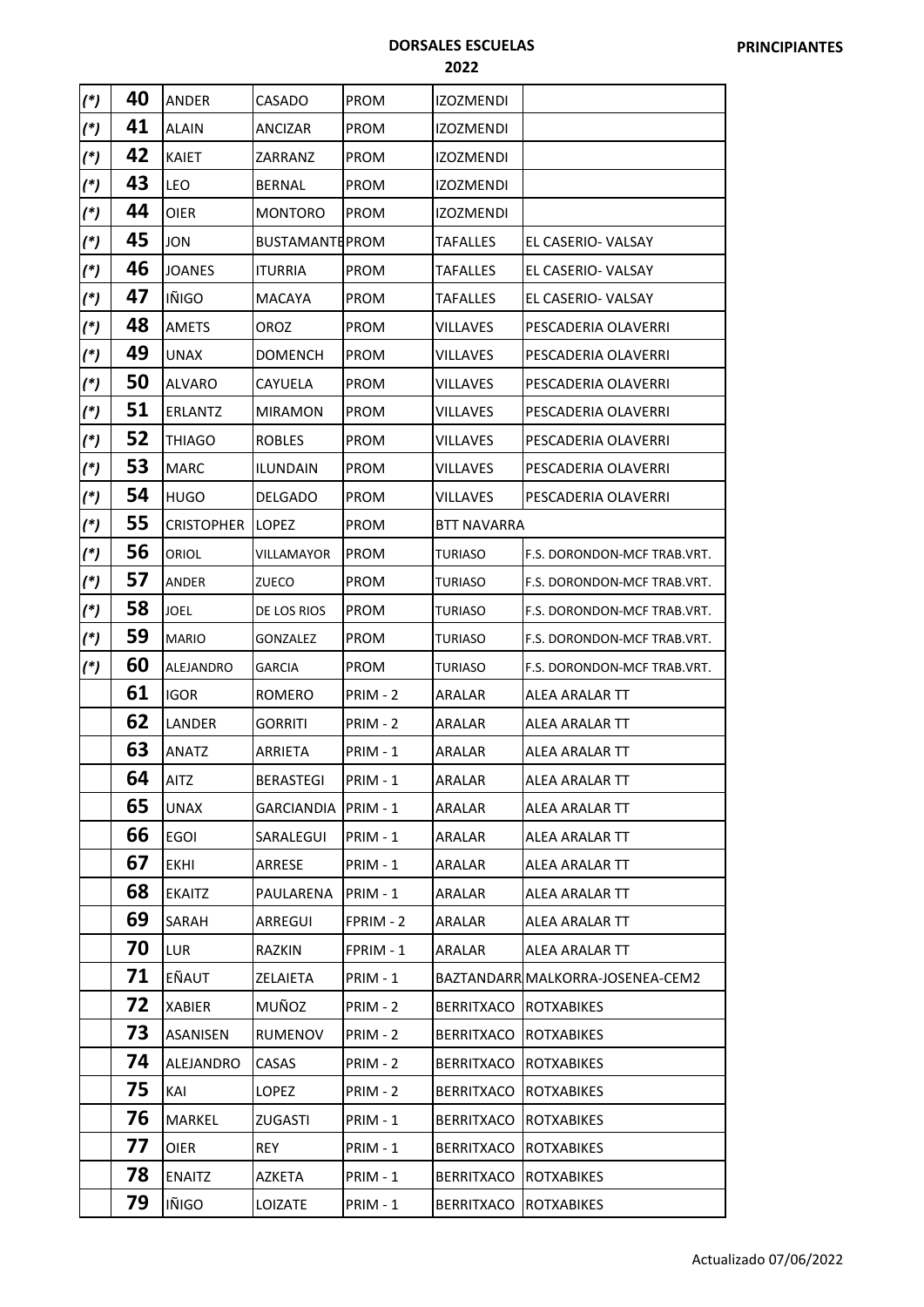**DORSALES ESCUELAS**
**2022**

**PRINCIPIANTES**

| | | | | | | |
|---|---|---|---|---|---|---|
| (*) | **40** | ANDER | CASADO | PROM | IZOZMENDI | |
| (*) | **41** | ALAIN | ANCIZAR | PROM | IZOZMENDI | |
| (*) | **42** | KAIET | ZARRANZ | PROM | IZOZMENDI | |
| (*) | **43** | LEO | BERNAL | PROM | IZOZMENDI | |
| (*) | **44** | OIER | MONTORO | PROM | IZOZMENDI | |
| (*) | **45** | JON | BUSTAMANTE | PROM | TAFALLES | EL CASERIO- VALSAY |
| (*) | **46** | JOANES | ITURRIA | PROM | TAFALLES | EL CASERIO- VALSAY |
| (*) | **47** | IÑIGO | MACAYA | PROM | TAFALLES | EL CASERIO- VALSAY |
| (*) | **48** | AMETS | OROZ | PROM | VILLAVES | PESCADERIA OLAVERRI |
| (*) | **49** | UNAX | DOMENCH | PROM | VILLAVES | PESCADERIA OLAVERRI |
| (*) | **50** | ALVARO | CAYUELA | PROM | VILLAVES | PESCADERIA OLAVERRI |
| (*) | **51** | ERLANTZ | MIRAMON | PROM | VILLAVES | PESCADERIA OLAVERRI |
| (*) | **52** | THIAGO | ROBLES | PROM | VILLAVES | PESCADERIA OLAVERRI |
| (*) | **53** | MARC | ILUNDAIN | PROM | VILLAVES | PESCADERIA OLAVERRI |
| (*) | **54** | HUGO | DELGADO | PROM | VILLAVES | PESCADERIA OLAVERRI |
| (*) | **55** | CRISTOPHER | LOPEZ | PROM | BTT NAVARRA | |
| (*) | **56** | ORIOL | VILLAMAYOR | PROM | TURIASO | F.S. DORONDON-MCF TRAB.VRT. |
| (*) | **57** | ANDER | ZUECO | PROM | TURIASO | F.S. DORONDON-MCF TRAB.VRT. |
| (*) | **58** | JOEL | DE LOS RIOS | PROM | TURIASO | F.S. DORONDON-MCF TRAB.VRT. |
| (*) | **59** | MARIO | GONZALEZ | PROM | TURIASO | F.S. DORONDON-MCF TRAB.VRT. |
| (*) | **60** | ALEJANDRO | GARCIA | PROM | TURIASO | F.S. DORONDON-MCF TRAB.VRT. |
| | **61** | IGOR | ROMERO | PRIM - 2 | ARALAR | ALEA ARALAR TT |
| | **62** | LANDER | GORRITI | PRIM - 2 | ARALAR | ALEA ARALAR TT |
| | **63** | ANATZ | ARRIETA | PRIM - 1 | ARALAR | ALEA ARALAR TT |
| | **64** | AITZ | BERASTEGI | PRIM - 1 | ARALAR | ALEA ARALAR TT |
| | **65** | UNAX | GARCIANDIA | PRIM - 1 | ARALAR | ALEA ARALAR TT |
| | **66** | EGOI | SARALEGUI | PRIM - 1 | ARALAR | ALEA ARALAR TT |
| | **67** | EKHI | ARRESE | PRIM - 1 | ARALAR | ALEA ARALAR TT |
| | **68** | EKAITZ | PAULARENA | PRIM - 1 | ARALAR | ALEA ARALAR TT |
| | **69** | SARAH | ARREGUI | FPRIM - 2 | ARALAR | ALEA ARALAR TT |
| | **70** | LUR | RAZKIN | FPRIM - 1 | ARALAR | ALEA ARALAR TT |
| | **71** | EÑAUT | ZELAIETA | PRIM - 1 | BAZTANDARR | MALKORRA-JOSENEA-CEM2 |
| | **72** | XABIER | MUÑOZ | PRIM - 2 | BERRITXACO | ROTXABIKES |
| | **73** | ASANISEN | RUMENOV | PRIM - 2 | BERRITXACO | ROTXABIKES |
| | **74** | ALEJANDRO | CASAS | PRIM - 2 | BERRITXACO | ROTXABIKES |
| | **75** | KAI | LOPEZ | PRIM - 2 | BERRITXACO | ROTXABIKES |
| | **76** | MARKEL | ZUGASTI | PRIM - 1 | BERRITXACO | ROTXABIKES |
| | **77** | OIER | REY | PRIM - 1 | BERRITXACO | ROTXABIKES |
| | **78** | ENAITZ | AZKETA | PRIM - 1 | BERRITXACO | ROTXABIKES |
| | **79** | IÑIGO | LOIZATE | PRIM - 1 | BERRITXACO | ROTXABIKES |

Actualizado 07/06/2022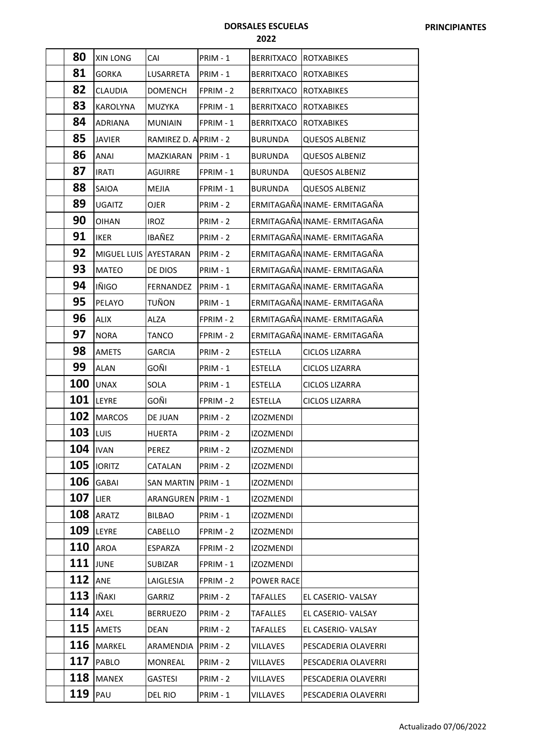**DORSALES ESCUELAS**
**2022**

**PRINCIPIANTES**

| | | | | | | |
|---|---|---|---|---|---|---|
| | **80** | XIN LONG | CAI | PRIM - 1 | BERRITXACO | ROTXABIKES |
| | **81** | GORKA | LUSARRETA | PRIM - 1 | BERRITXACO | ROTXABIKES |
| | **82** | CLAUDIA | DOMENCH | FPRIM - 2 | BERRITXACO | ROTXABIKES |
| | **83** | KAROLYNA | MUZYKA | FPRIM - 1 | BERRITXACO | ROTXABIKES |
| | **84** | ADRIANA | MUNIAIN | FPRIM - 1 | BERRITXACO | ROTXABIKES |
| | **85** | JAVIER | RAMIREZ D. A | PRIM - 2 | BURUNDA | QUESOS ALBENIZ |
| | **86** | ANAI | MAZKIARAN | PRIM - 1 | BURUNDA | QUESOS ALBENIZ |
| | **87** | IRATI | AGUIRRE | FPRIM - 1 | BURUNDA | QUESOS ALBENIZ |
| | **88** | SAIOA | MEJIA | FPRIM - 1 | BURUNDA | QUESOS ALBENIZ |
| | **89** | UGAITZ | OJER | PRIM - 2 | ERMITAGAÑA | INAME- ERMITAGAÑA |
| | **90** | OIHAN | IROZ | PRIM - 2 | ERMITAGAÑA | INAME- ERMITAGAÑA |
| | **91** | IKER | IBAÑEZ | PRIM - 2 | ERMITAGAÑA | INAME- ERMITAGAÑA |
| | **92** | MIGUEL LUIS | AYESTARAN | PRIM - 2 | ERMITAGAÑA | INAME- ERMITAGAÑA |
| | **93** | MATEO | DE DIOS | PRIM - 1 | ERMITAGAÑA | INAME- ERMITAGAÑA |
| | **94** | IÑIGO | FERNANDEZ | PRIM - 1 | ERMITAGAÑA | INAME- ERMITAGAÑA |
| | **95** | PELAYO | TUÑON | PRIM - 1 | ERMITAGAÑA | INAME- ERMITAGAÑA |
| | **96** | ALIX | ALZA | FPRIM - 2 | ERMITAGAÑA | INAME- ERMITAGAÑA |
| | **97** | NORA | TANCO | FPRIM - 2 | ERMITAGAÑA | INAME- ERMITAGAÑA |
| | **98** | AMETS | GARCIA | PRIM - 2 | ESTELLA | CICLOS LIZARRA |
| | **99** | ALAN | GOÑI | PRIM - 1 | ESTELLA | CICLOS LIZARRA |
| | **100** | UNAX | SOLA | PRIM - 1 | ESTELLA | CICLOS LIZARRA |
| | **101** | LEYRE | GOÑI | FPRIM - 2 | ESTELLA | CICLOS LIZARRA |
| | **102** | MARCOS | DE JUAN | PRIM - 2 | IZOZMENDI | |
| | **103** | LUIS | HUERTA | PRIM - 2 | IZOZMENDI | |
| | **104** | IVAN | PEREZ | PRIM - 2 | IZOZMENDI | |
| | **105** | IORITZ | CATALAN | PRIM - 2 | IZOZMENDI | |
| | **106** | GABAI | SAN MARTIN | PRIM - 1 | IZOZMENDI | |
| | **107** | LIER | ARANGUREN | PRIM - 1 | IZOZMENDI | |
| | **108** | ARATZ | BILBAO | PRIM - 1 | IZOZMENDI | |
| | **109** | LEYRE | CABELLO | FPRIM - 2 | IZOZMENDI | |
| | **110** | AROA | ESPARZA | FPRIM - 2 | IZOZMENDI | |
| | **111** | JUNE | SUBIZAR | FPRIM - 1 | IZOZMENDI | |
| | **112** | ANE | LAIGLESIA | FPRIM - 2 | POWER RACE | |
| | **113** | IÑAKI | GARRIZ | PRIM - 2 | TAFALLES | EL CASERIO- VALSAY |
| | **114** | AXEL | BERRUEZO | PRIM - 2 | TAFALLES | EL CASERIO- VALSAY |
| | **115** | AMETS | DEAN | PRIM - 2 | TAFALLES | EL CASERIO- VALSAY |
| | **116** | MARKEL | ARAMENDIA | PRIM - 2 | VILLAVES | PESCADERIA OLAVERRI |
| | **117** | PABLO | MONREAL | PRIM - 2 | VILLAVES | PESCADERIA OLAVERRI |
| | **118** | MANEX | GASTESI | PRIM - 2 | VILLAVES | PESCADERIA OLAVERRI |
| | **119** | PAU | DEL RIO | PRIM - 1 | VILLAVES | PESCADERIA OLAVERRI |

Actualizado 07/06/2022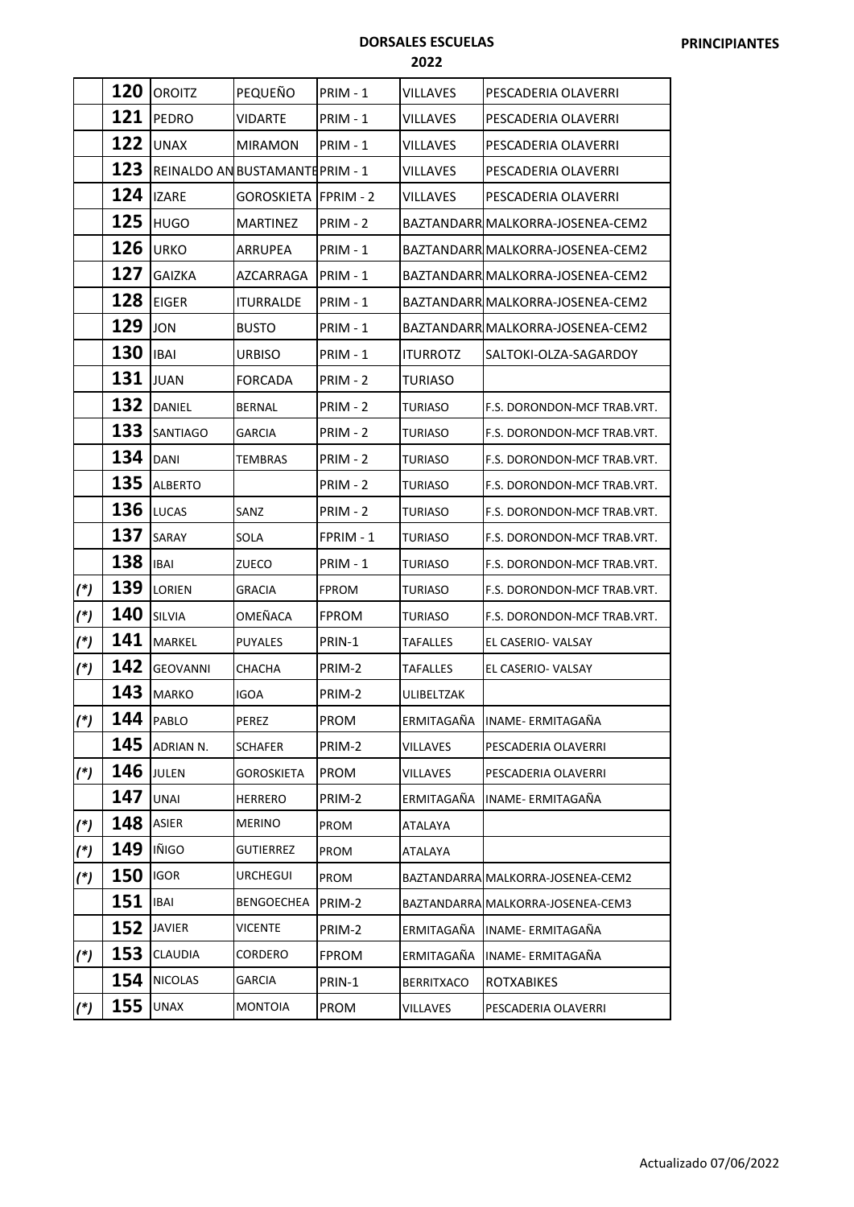**DORSALES ESCUELAS**
**2022**

**PRINCIPIANTES**

| | | | | | | |
|---|---|---|---|---|---|---|
| | **120** | OROITZ | PEQUEÑO | PRIM - 1 | VILLAVES | PESCADERIA OLAVERRI |
| | **121** | PEDRO | VIDARTE | PRIM - 1 | VILLAVES | PESCADERIA OLAVERRI |
| | **122** | UNAX | MIRAMON | PRIM - 1 | VILLAVES | PESCADERIA OLAVERRI |
| | **123** | REINALDO AN | BUSTAMANTE | PRIM - 1 | VILLAVES | PESCADERIA OLAVERRI |
| | **124** | IZARE | GOROSKIETA | FPRIM - 2 | VILLAVES | PESCADERIA OLAVERRI |
| | **125** | HUGO | MARTINEZ | PRIM - 2 | BAZTANDARR | MALKORRA-JOSENEA-CEM2 |
| | **126** | URKO | ARRUPEA | PRIM - 1 | BAZTANDARR | MALKORRA-JOSENEA-CEM2 |
| | **127** | GAIZKA | AZCARRAGA | PRIM - 1 | BAZTANDARR | MALKORRA-JOSENEA-CEM2 |
| | **128** | EIGER | ITURRALDE | PRIM - 1 | BAZTANDARR | MALKORRA-JOSENEA-CEM2 |
| | **129** | JON | BUSTO | PRIM - 1 | BAZTANDARR | MALKORRA-JOSENEA-CEM2 |
| | **130** | IBAI | URBISO | PRIM - 1 | ITURROTZ | SALTOKI-OLZA-SAGARDOY |
| | **131** | JUAN | FORCADA | PRIM - 2 | TURIASO | |
| | **132** | DANIEL | BERNAL | PRIM - 2 | TURIASO | F.S. DORONDON-MCF TRAB.VRT. |
| | **133** | SANTIAGO | GARCIA | PRIM - 2 | TURIASO | F.S. DORONDON-MCF TRAB.VRT. |
| | **134** | DANI | TEMBRAS | PRIM - 2 | TURIASO | F.S. DORONDON-MCF TRAB.VRT. |
| | **135** | ALBERTO | | PRIM - 2 | TURIASO | F.S. DORONDON-MCF TRAB.VRT. |
| | **136** | LUCAS | SANZ | PRIM - 2 | TURIASO | F.S. DORONDON-MCF TRAB.VRT. |
| | **137** | SARAY | SOLA | FPRIM - 1 | TURIASO | F.S. DORONDON-MCF TRAB.VRT. |
| | **138** | IBAI | ZUECO | PRIM - 1 | TURIASO | F.S. DORONDON-MCF TRAB.VRT. |
| (*) | **139** | LORIEN | GRACIA | FPROM | TURIASO | F.S. DORONDON-MCF TRAB.VRT. |
| (*) | **140** | SILVIA | OMEÑACA | FPROM | TURIASO | F.S. DORONDON-MCF TRAB.VRT. |
| (*) | **141** | MARKEL | PUYALES | PRIN-1 | TAFALLES | EL CASERIO- VALSAY |
| (*) | **142** | GEOVANNI | CHACHA | PRIM-2 | TAFALLES | EL CASERIO- VALSAY |
| | **143** | MARKO | IGOA | PRIM-2 | ULIBELTZAK | |
| (*) | **144** | PABLO | PEREZ | PROM | ERMITAGAÑA | INAME- ERMITAGAÑA |
| | **145** | ADRIAN N. | SCHAFER | PRIM-2 | VILLAVES | PESCADERIA OLAVERRI |
| (*) | **146** | JULEN | GOROSKIETA | PROM | VILLAVES | PESCADERIA OLAVERRI |
| | **147** | UNAI | HERRERO | PRIM-2 | ERMITAGAÑA | INAME- ERMITAGAÑA |
| (*) | **148** | ASIER | MERINO | PROM | ATALAYA | |
| (*) | **149** | IÑIGO | GUTIERREZ | PROM | ATALAYA | |
| (*) | **150** | IGOR | URCHEGUI | PROM | BAZTANDARRA | MALKORRA-JOSENEA-CEM2 |
| | **151** | IBAI | BENGOECHEA | PRIM-2 | BAZTANDARRA | MALKORRA-JOSENEA-CEM3 |
| | **152** | JAVIER | VICENTE | PRIM-2 | ERMITAGAÑA | INAME- ERMITAGAÑA |
| (*) | **153** | CLAUDIA | CORDERO | FPROM | ERMITAGAÑA | INAME- ERMITAGAÑA |
| | **154** | NICOLAS | GARCIA | PRIN-1 | BERRITXACO | ROTXABIKES |
| (*) | **155** | UNAX | MONTOIA | PROM | VILLAVES | PESCADERIA OLAVERRI |

Actualizado 07/06/2022